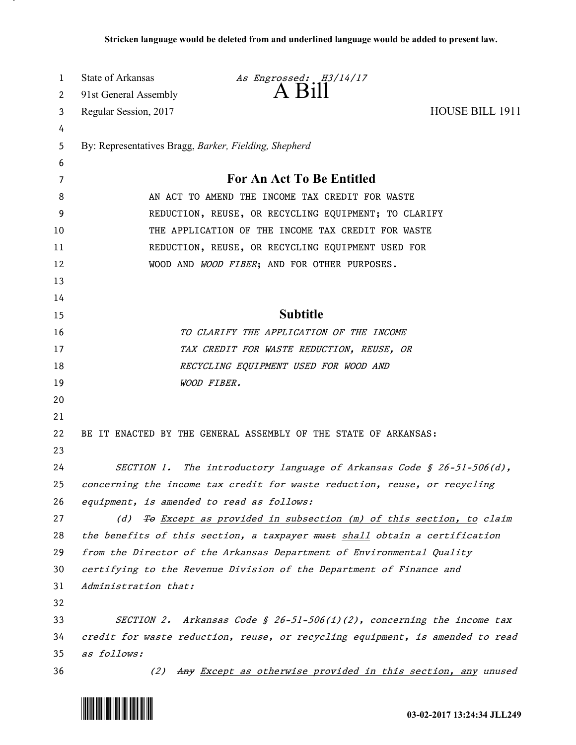Stricken language would be deleted from and underlined language would be added to present law.

State of Arkansas *As Engrossed: H3/14/17*
91st General Assembly **A Bill**
Regular Session, 2017 HOUSE BILL 1911

By: Representatives Bragg, *Barker, Fielding, Shepherd*

## For An Act To Be Entitled

AN ACT TO AMEND THE INCOME TAX CREDIT FOR WASTE REDUCTION, REUSE, OR RECYCLING EQUIPMENT; TO CLARIFY THE APPLICATION OF THE INCOME TAX CREDIT FOR WASTE REDUCTION, REUSE, OR RECYCLING EQUIPMENT USED FOR WOOD AND *WOOD FIBER*; AND FOR OTHER PURPOSES.

## Subtitle

*TO CLARIFY THE APPLICATION OF THE INCOME TAX CREDIT FOR WASTE REDUCTION, REUSE, OR RECYCLING EQUIPMENT USED FOR WOOD AND WOOD FIBER.*

BE IT ENACTED BY THE GENERAL ASSEMBLY OF THE STATE OF ARKANSAS:

*SECTION 1. The introductory language of Arkansas Code § 26-51-506(d), concerning the income tax credit for waste reduction, reuse, or recycling equipment, is amended to read as follows:*

*(d) ~~To~~ <u>Except as provided in subsection (m) of this section, to</u> claim the benefits of this section, a taxpayer ~~must~~ <u>shall</u> obtain a certification from the Director of the Arkansas Department of Environmental Quality certifying to the Revenue Division of the Department of Finance and Administration that:*

*SECTION 2. Arkansas Code § 26-51-506(i)(2), concerning the income tax credit for waste reduction, reuse, or recycling equipment, is amended to read as follows:*

*(2) ~~Any~~ <u>Except as otherwise provided in this section, any</u> unused*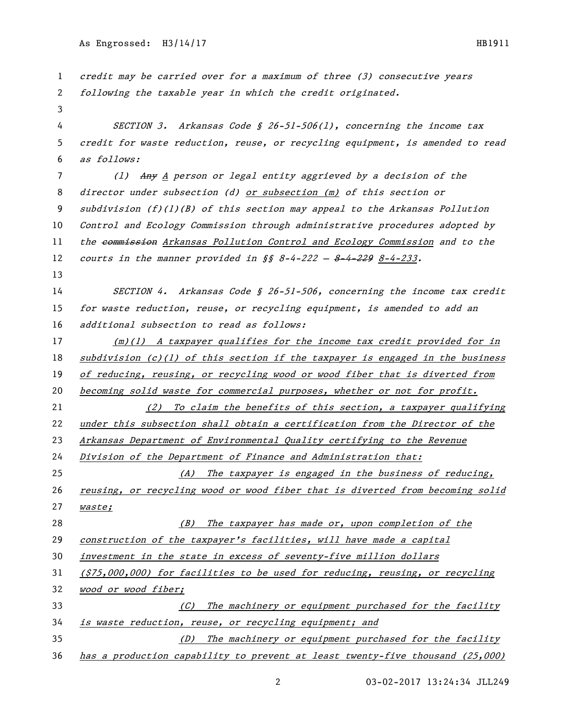credit may be carried over for a maximum of three (3) consecutive years following the taxable year in which the credit originated.

SECTION 3. Arkansas Code § 26-51-506(l), concerning the income tax credit for waste reduction, reuse, or recycling equipment, is amended to read as follows:

(l) ~~Any~~ A person or legal entity aggrieved by a decision of the director under subsection (d) or subsection (m) of this section or subdivision (f)(1)(B) of this section may appeal to the Arkansas Pollution Control and Ecology Commission through administrative procedures adopted by the ~~commission~~ Arkansas Pollution Control and Ecology Commission and to the courts in the manner provided in §§ 8-4-222 — ~~8-4-229~~ 8-4-233.

SECTION 4. Arkansas Code § 26-51-506, concerning the income tax credit for waste reduction, reuse, or recycling equipment, is amended to add an additional subsection to read as follows:

(m)(1) A taxpayer qualifies for the income tax credit provided for in subdivision (c)(1) of this section if the taxpayer is engaged in the business of reducing, reusing, or recycling wood or wood fiber that is diverted from becoming solid waste for commercial purposes, whether or not for profit.

(2) To claim the benefits of this section, a taxpayer qualifying under this subsection shall obtain a certification from the Director of the Arkansas Department of Environmental Quality certifying to the Revenue Division of the Department of Finance and Administration that:

(A) The taxpayer is engaged in the business of reducing, reusing, or recycling wood or wood fiber that is diverted from becoming solid waste;

(B) The taxpayer has made or, upon completion of the construction of the taxpayer's facilities, will have made a capital investment in the state in excess of seventy-five million dollars ($75,000,000) for facilities to be used for reducing, reusing, or recycling wood or wood fiber;

(C) The machinery or equipment purchased for the facility is waste reduction, reuse, or recycling equipment; and

(D) The machinery or equipment purchased for the facility has a production capability to prevent at least twenty-five thousand (25,000)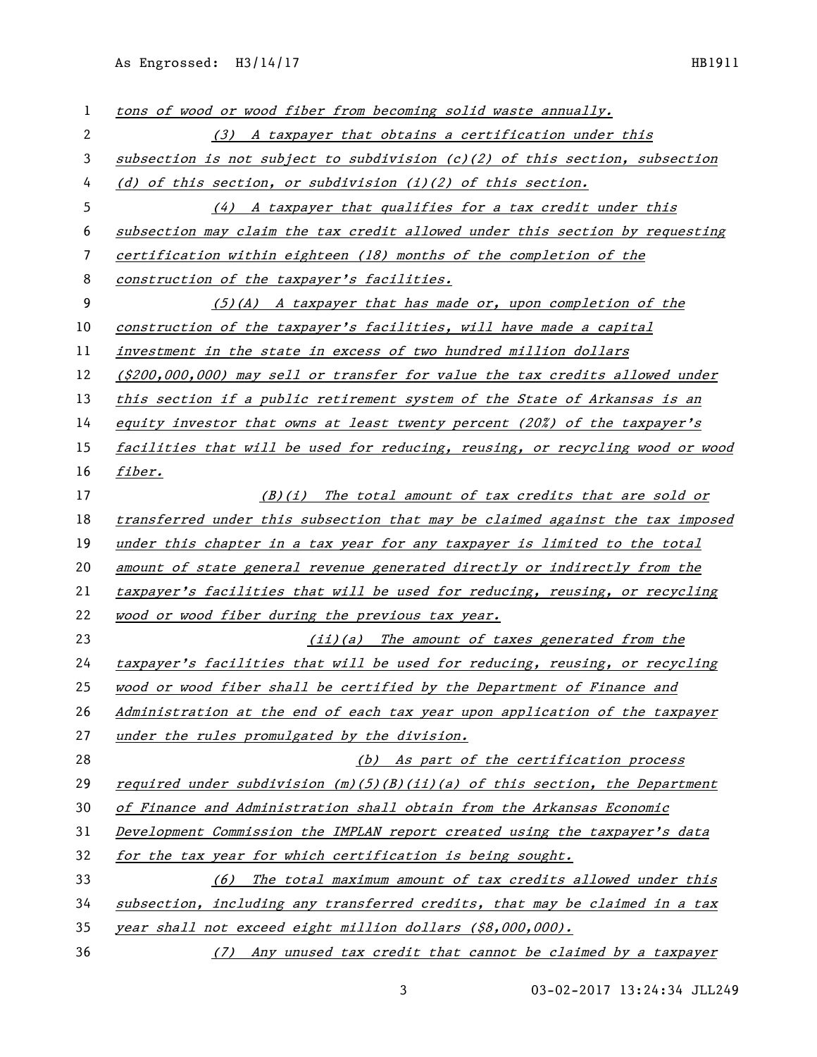*tons of wood or wood fiber from becoming solid waste annually.*

*(3) A taxpayer that obtains a certification under this subsection is not subject to subdivision (c)(2) of this section, subsection (d) of this section, or subdivision (i)(2) of this section.*

*(4) A taxpayer that qualifies for a tax credit under this subsection may claim the tax credit allowed under this section by requesting certification within eighteen (18) months of the completion of the construction of the taxpayer's facilities.*

*(5)(A) A taxpayer that has made or, upon completion of the construction of the taxpayer's facilities, will have made a capital investment in the state in excess of two hundred million dollars ($200,000,000) may sell or transfer for value the tax credits allowed under this section if a public retirement system of the State of Arkansas is an equity investor that owns at least twenty percent (20%) of the taxpayer's facilities that will be used for reducing, reusing, or recycling wood or wood fiber.*

*(B)(i) The total amount of tax credits that are sold or transferred under this subsection that may be claimed against the tax imposed under this chapter in a tax year for any taxpayer is limited to the total amount of state general revenue generated directly or indirectly from the taxpayer's facilities that will be used for reducing, reusing, or recycling wood or wood fiber during the previous tax year.*

*(ii)(a) The amount of taxes generated from the taxpayer's facilities that will be used for reducing, reusing, or recycling wood or wood fiber shall be certified by the Department of Finance and Administration at the end of each tax year upon application of the taxpayer under the rules promulgated by the division.*

*(b) As part of the certification process required under subdivision (m)(5)(B)(ii)(a) of this section, the Department of Finance and Administration shall obtain from the Arkansas Economic Development Commission the IMPLAN report created using the taxpayer's data for the tax year for which certification is being sought.*

*(6) The total maximum amount of tax credits allowed under this subsection, including any transferred credits, that may be claimed in a tax year shall not exceed eight million dollars ($8,000,000).*

*(7) Any unused tax credit that cannot be claimed by a taxpayer*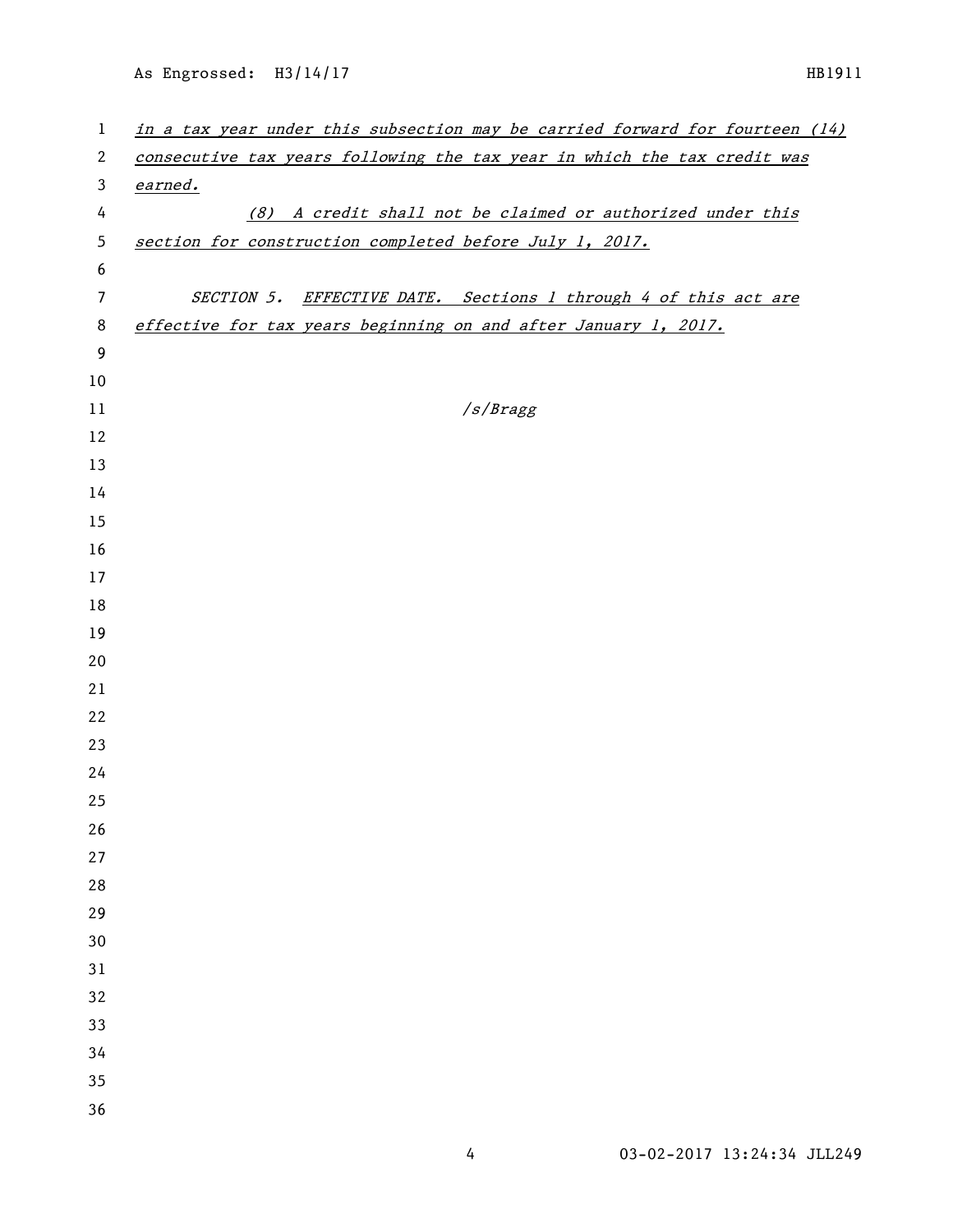*in a tax year under this subsection may be carried forward for fourteen (14) consecutive tax years following the tax year in which the tax credit was earned.*

*(8) A credit shall not be claimed or authorized under this section for construction completed before July 1, 2017.*

*SECTION 5. EFFECTIVE DATE. Sections 1 through 4 of this act are effective for tax years beginning on and after January 1, 2017.*

*/s/Bragg*